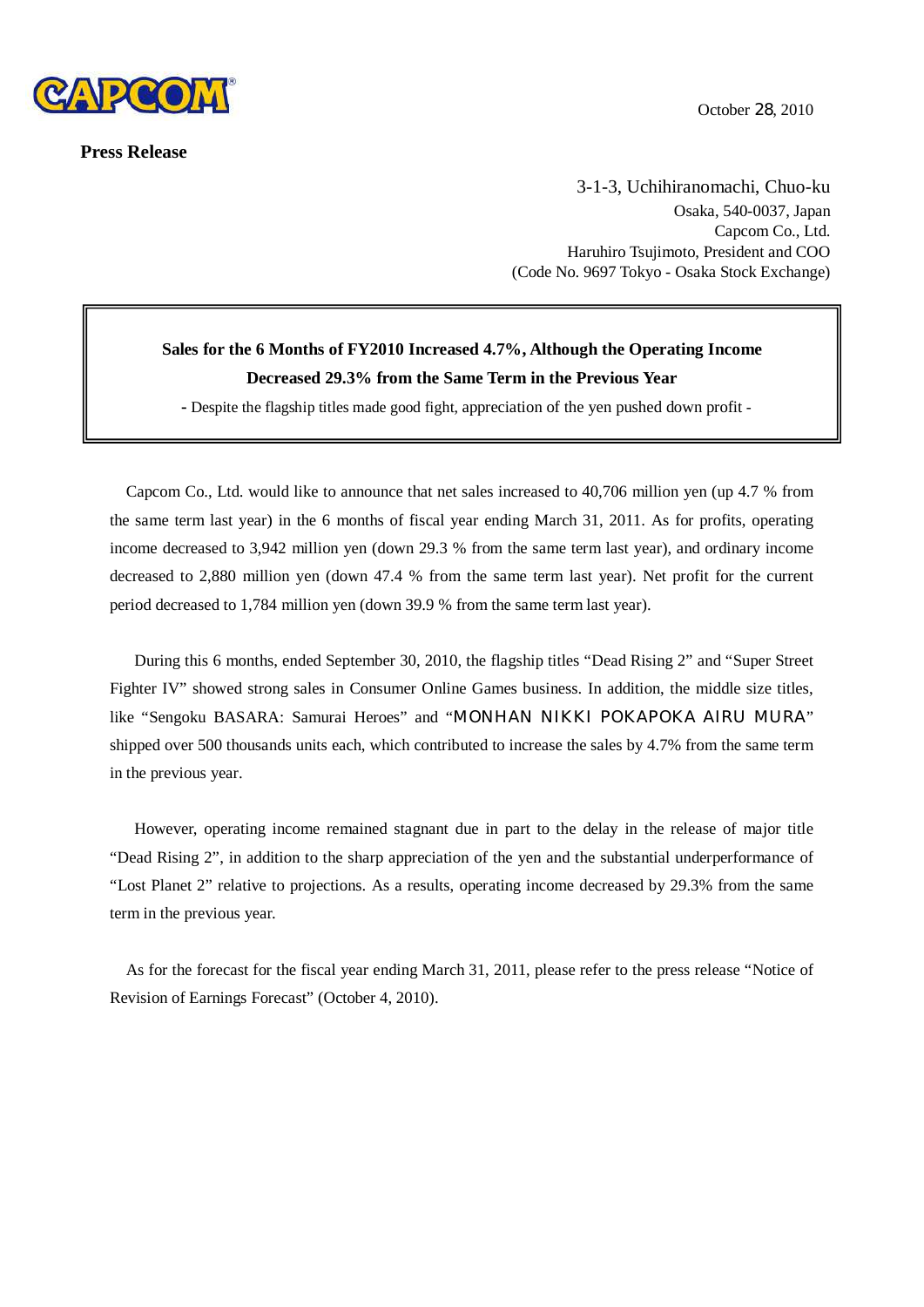CAPCOM

October 28, 2010

**Press Release**

3-1-3, Uchihiranomachi, Chuo-ku
Osaka, 540-0037, Japan
Capcom Co., Ltd.
Haruhiro Tsujimoto, President and COO
(Code No. 9697 Tokyo - Osaka Stock Exchange)

**Sales for the 6 Months of FY2010 Increased 4.7%, Although the Operating Income Decreased 29.3% from the Same Term in the Previous Year**

- Despite the flagship titles made good fight, appreciation of the yen pushed down profit -

Capcom Co., Ltd. would like to announce that net sales increased to 40,706 million yen (up 4.7 % from the same term last year) in the 6 months of fiscal year ending March 31, 2011. As for profits, operating income decreased to 3,942 million yen (down 29.3 % from the same term last year), and ordinary income decreased to 2,880 million yen (down 47.4 % from the same term last year). Net profit for the current period decreased to 1,784 million yen (down 39.9 % from the same term last year).

During this 6 months, ended September 30, 2010, the flagship titles "Dead Rising 2" and "Super Street Fighter IV" showed strong sales in Consumer Online Games business. In addition, the middle size titles, like "Sengoku BASARA: Samurai Heroes" and "MONHAN NIKKI POKAPOKA AIRU MURA" shipped over 500 thousands units each, which contributed to increase the sales by 4.7% from the same term in the previous year.

However, operating income remained stagnant due in part to the delay in the release of major title "Dead Rising 2", in addition to the sharp appreciation of the yen and the substantial underperformance of "Lost Planet 2" relative to projections. As a results, operating income decreased by 29.3% from the same term in the previous year.

As for the forecast for the fiscal year ending March 31, 2011, please refer to the press release "Notice of Revision of Earnings Forecast" (October 4, 2010).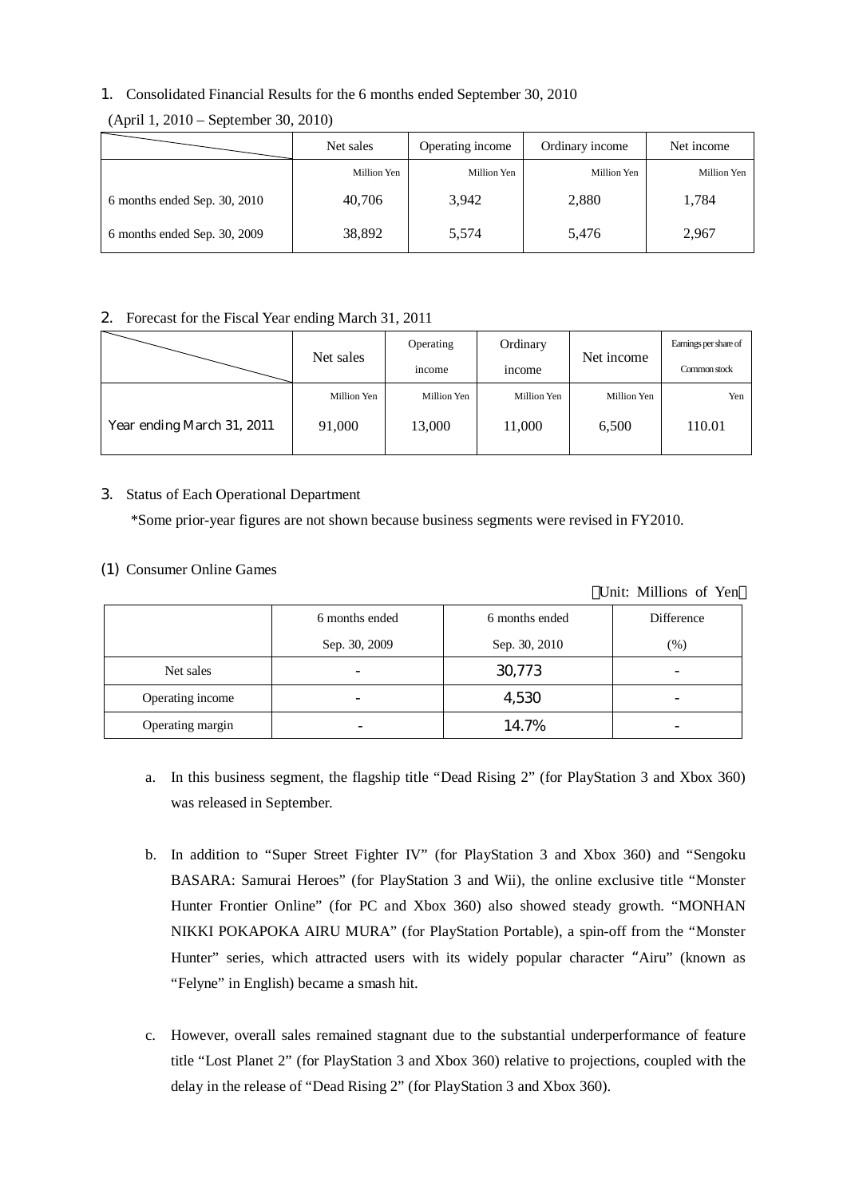## 1. Consolidated Financial Results for the 6 months ended September 30, 2010

(April 1, 2010 – September 30, 2010)

| | Net sales | Operating income | Ordinary income | Net income |
|---|---|---|---|---|
| | Million Yen | Million Yen | Million Yen | Million Yen |
| 6 months ended Sep. 30, 2010 | 40,706 | 3,942 | 2,880 | 1,784 |
| 6 months ended Sep. 30, 2009 | 38,892 | 5,574 | 5,476 | 2,967 |

## 2. Forecast for the Fiscal Year ending March 31, 2011

| | Net sales | Operating income | Ordinary income | Net income | Earnings per share of Common stock |
|---|---|---|---|---|---|
| | Million Yen | Million Yen | Million Yen | Million Yen | Yen |
| Year ending March 31, 2011 | 91,000 | 13,000 | 11,000 | 6,500 | 110.01 |

## 3. Status of Each Operational Department

*Some prior-year figures are not shown because business segments were revised in FY2010.

### (1) Consumer Online Games

（Unit: Millions of Yen）

| | 6 months ended Sep. 30, 2009 | 6 months ended Sep. 30, 2010 | Difference (%) |
|---|---|---|---|
| Net sales | - | 30,773 | - |
| Operating income | - | 4,530 | - |
| Operating margin | - | 14.7% | - |

a. In this business segment, the flagship title "Dead Rising 2" (for PlayStation 3 and Xbox 360) was released in September.

b. In addition to "Super Street Fighter IV" (for PlayStation 3 and Xbox 360) and "Sengoku BASARA: Samurai Heroes" (for PlayStation 3 and Wii), the online exclusive title "Monster Hunter Frontier Online" (for PC and Xbox 360) also showed steady growth. "MONHAN NIKKI POKAPOKA AIRU MURA" (for PlayStation Portable), a spin-off from the "Monster Hunter" series, which attracted users with its widely popular character "Airu" (known as "Felyne" in English) became a smash hit.

c. However, overall sales remained stagnant due to the substantial underperformance of feature title "Lost Planet 2" (for PlayStation 3 and Xbox 360) relative to projections, coupled with the delay in the release of "Dead Rising 2" (for PlayStation 3 and Xbox 360).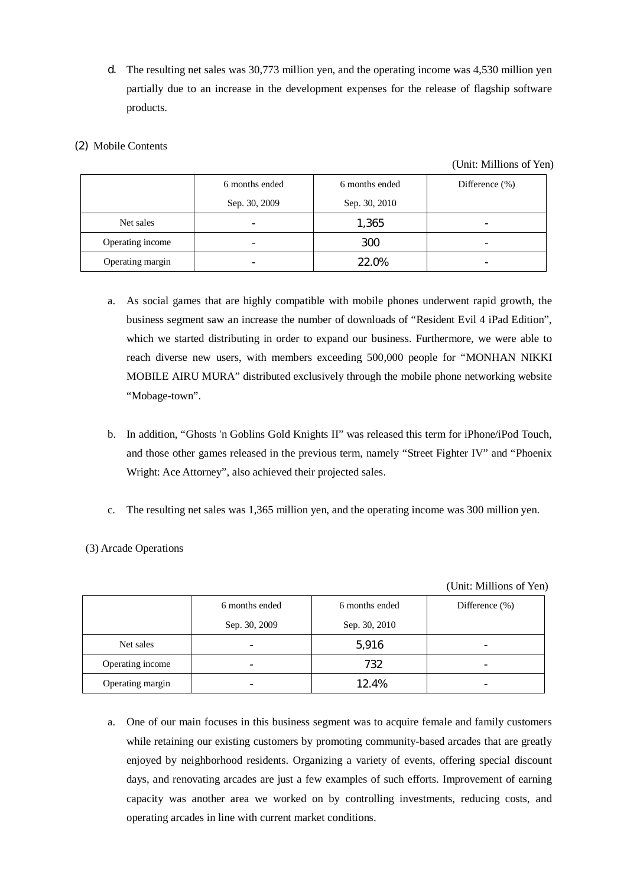d. The resulting net sales was 30,773 million yen, and the operating income was 4,530 million yen partially due to an increase in the development expenses for the release of flagship software products.

(2) Mobile Contents

(Unit: Millions of Yen)

| | 6 months ended Sep. 30, 2009 | 6 months ended Sep. 30, 2010 | Difference (%) |
|---|---|---|---|
| Net sales | - | 1,365 | - |
| Operating income | - | 300 | - |
| Operating margin | - | 22.0% | - |

a. As social games that are highly compatible with mobile phones underwent rapid growth, the business segment saw an increase the number of downloads of "Resident Evil 4 iPad Edition", which we started distributing in order to expand our business. Furthermore, we were able to reach diverse new users, with members exceeding 500,000 people for "MONHAN NIKKI MOBILE AIRU MURA" distributed exclusively through the mobile phone networking website "Mobage-town".

b. In addition, "Ghosts 'n Goblins Gold Knights II" was released this term for iPhone/iPod Touch, and those other games released in the previous term, namely "Street Fighter IV" and "Phoenix Wright: Ace Attorney", also achieved their projected sales.

c. The resulting net sales was 1,365 million yen, and the operating income was 300 million yen.

(3) Arcade Operations

(Unit: Millions of Yen)

| | 6 months ended Sep. 30, 2009 | 6 months ended Sep. 30, 2010 | Difference (%) |
|---|---|---|---|
| Net sales | - | 5,916 | - |
| Operating income | - | 732 | - |
| Operating margin | - | 12.4% | - |

a. One of our main focuses in this business segment was to acquire female and family customers while retaining our existing customers by promoting community-based arcades that are greatly enjoyed by neighborhood residents. Organizing a variety of events, offering special discount days, and renovating arcades are just a few examples of such efforts. Improvement of earning capacity was another area we worked on by controlling investments, reducing costs, and operating arcades in line with current market conditions.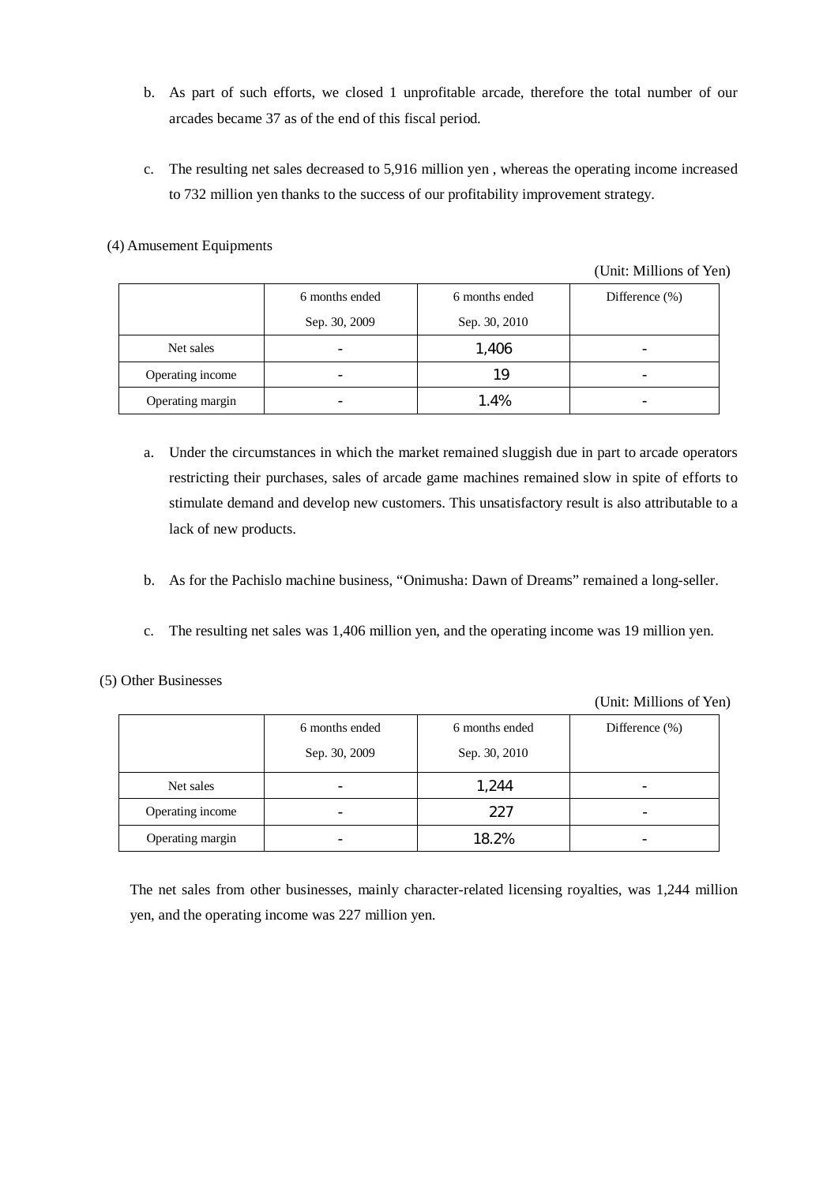b. As part of such efforts, we closed 1 unprofitable arcade, therefore the total number of our arcades became 37 as of the end of this fiscal period.

c. The resulting net sales decreased to 5,916 million yen , whereas the operating income increased to 732 million yen thanks to the success of our profitability improvement strategy.

(4) Amusement Equipments

(Unit: Millions of Yen)

| | 6 months ended Sep. 30, 2009 | 6 months ended Sep. 30, 2010 | Difference (%) |
|---|---|---|---|
| Net sales | - | 1,406 | - |
| Operating income | - | 19 | - |
| Operating margin | - | 1.4% | - |

a. Under the circumstances in which the market remained sluggish due in part to arcade operators restricting their purchases, sales of arcade game machines remained slow in spite of efforts to stimulate demand and develop new customers. This unsatisfactory result is also attributable to a lack of new products.

b. As for the Pachislo machine business, “Onimusha: Dawn of Dreams” remained a long-seller.

c. The resulting net sales was 1,406 million yen, and the operating income was 19 million yen.

(5) Other Businesses

(Unit: Millions of Yen)

| | 6 months ended Sep. 30, 2009 | 6 months ended Sep. 30, 2010 | Difference (%) |
|---|---|---|---|
| Net sales | - | 1,244 | - |
| Operating income | - | 227 | - |
| Operating margin | - | 18.2% | - |

The net sales from other businesses, mainly character-related licensing royalties, was 1,244 million yen, and the operating income was 227 million yen.